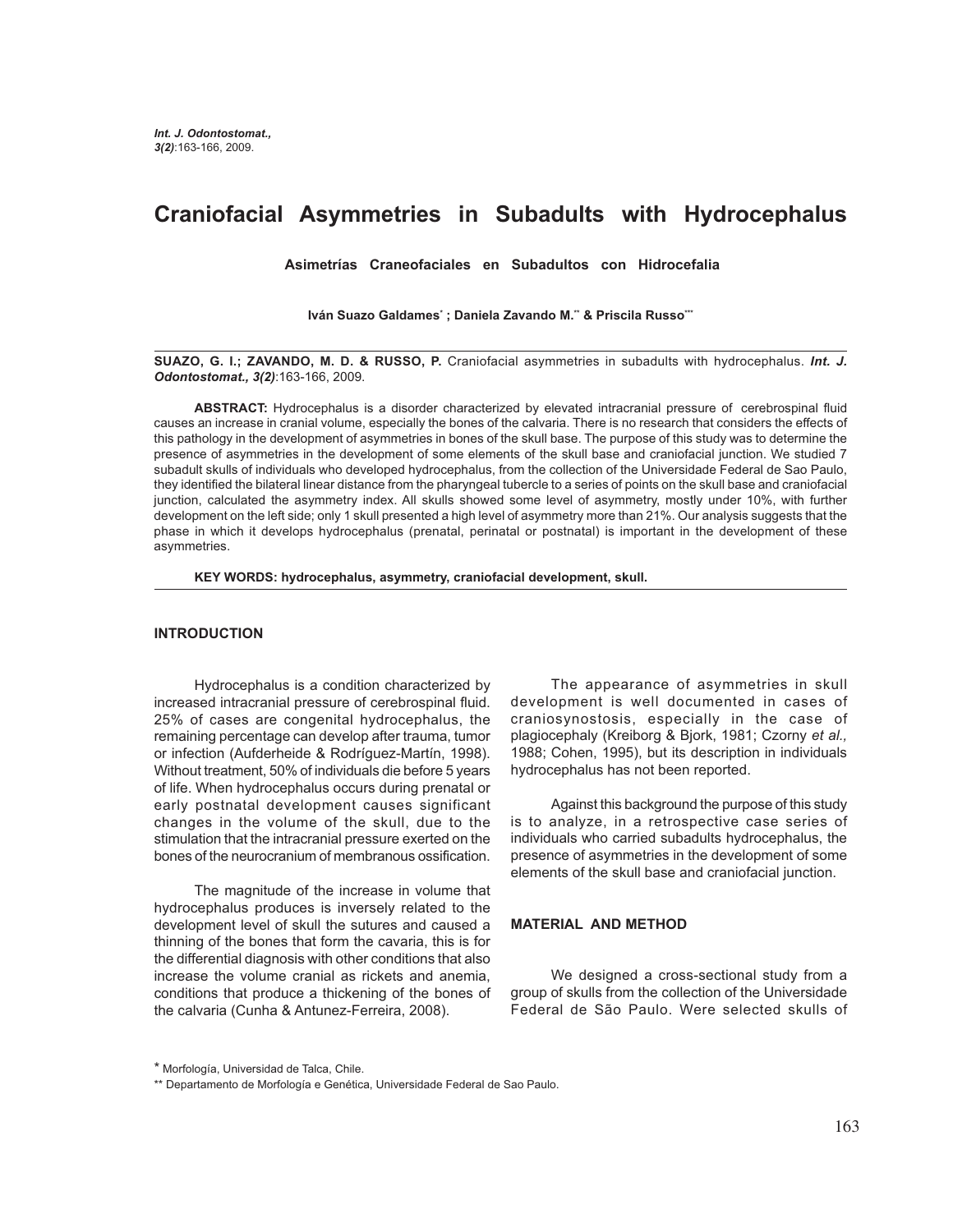# Craniofacial Asymmetries in Subadults with Hydrocephalus

### Asimetrías Craneofaciales en Subadultos con Hidrocefalia

**Iván Suazo Galdames[*] ; Daniela Zavando M.[**] & Priscila Russo[***]**

---

**SUAZO, G. I.; ZAVANDO, M. D. & RUSSO, P.** Craniofacial asymmetries in subadults with hydrocephalus. ***Int. J. Odontostomat., 3(2)***:163-166, 2009.

**ABSTRACT:** Hydrocephalus is a disorder characterized by elevated intracranial pressure of cerebrospinal fluid causes an increase in cranial volume, especially the bones of the calvaria. There is no research that considers the effects of this pathology in the development of asymmetries in bones of the skull base. The purpose of this study was to determine the presence of asymmetries in the development of some elements of the skull base and craniofacial junction. We studied 7 subadult skulls of individuals who developed hydrocephalus, from the collection of the Universidade Federal de Sao Paulo, they identified the bilateral linear distance from the pharyngeal tubercle to a series of points on the skull base and craniofacial junction, calculated the asymmetry index. All skulls showed some level of asymmetry, mostly under 10%, with further development on the left side; only 1 skull presented a high level of asymmetry more than 21%. Our analysis suggests that the phase in which it develops hydrocephalus (prenatal, perinatal or postnatal) is important in the development of these asymmetries.

**KEY WORDS: hydrocephalus, asymmetry, craniofacial development, skull.**

---

## INTRODUCTION

Hydrocephalus is a condition characterized by increased intracranial pressure of cerebrospinal fluid. 25% of cases are congenital hydrocephalus, the remaining percentage can develop after trauma, tumor or infection (Aufderheide & Rodríguez-Martín, 1998). Without treatment, 50% of individuals die before 5 years of life. When hydrocephalus occurs during prenatal or early postnatal development causes significant changes in the volume of the skull, due to the stimulation that the intracranial pressure exerted on the bones of the neurocranium of membranous ossification.

The magnitude of the increase in volume that hydrocephalus produces is inversely related to the development level of skull the sutures and caused a thinning of the bones that form the cavaria, this is for the differential diagnosis with other conditions that also increase the volume cranial as rickets and anemia, conditions that produce a thickening of the bones of the calvaria (Cunha & Antunez-Ferreira, 2008).

The appearance of asymmetries in skull development is well documented in cases of craniosynostosis, especially in the case of plagiocephaly (Kreiborg & Bjork, 1981; Czorny *et al.,* 1988; Cohen, 1995), but its description in individuals hydrocephalus has not been reported.

Against this background the purpose of this study is to analyze, in a retrospective case series of individuals who carried subadults hydrocephalus, the presence of asymmetries in the development of some elements of the skull base and craniofacial junction.

## MATERIAL AND METHOD

We designed a cross-sectional study from a group of skulls from the collection of the Universidade Federal de São Paulo. Were selected skulls of

---

[*] Morfología, Universidad de Talca, Chile.

[**] Departamento de Morfología e Genética, Universidade Federal de Sao Paulo.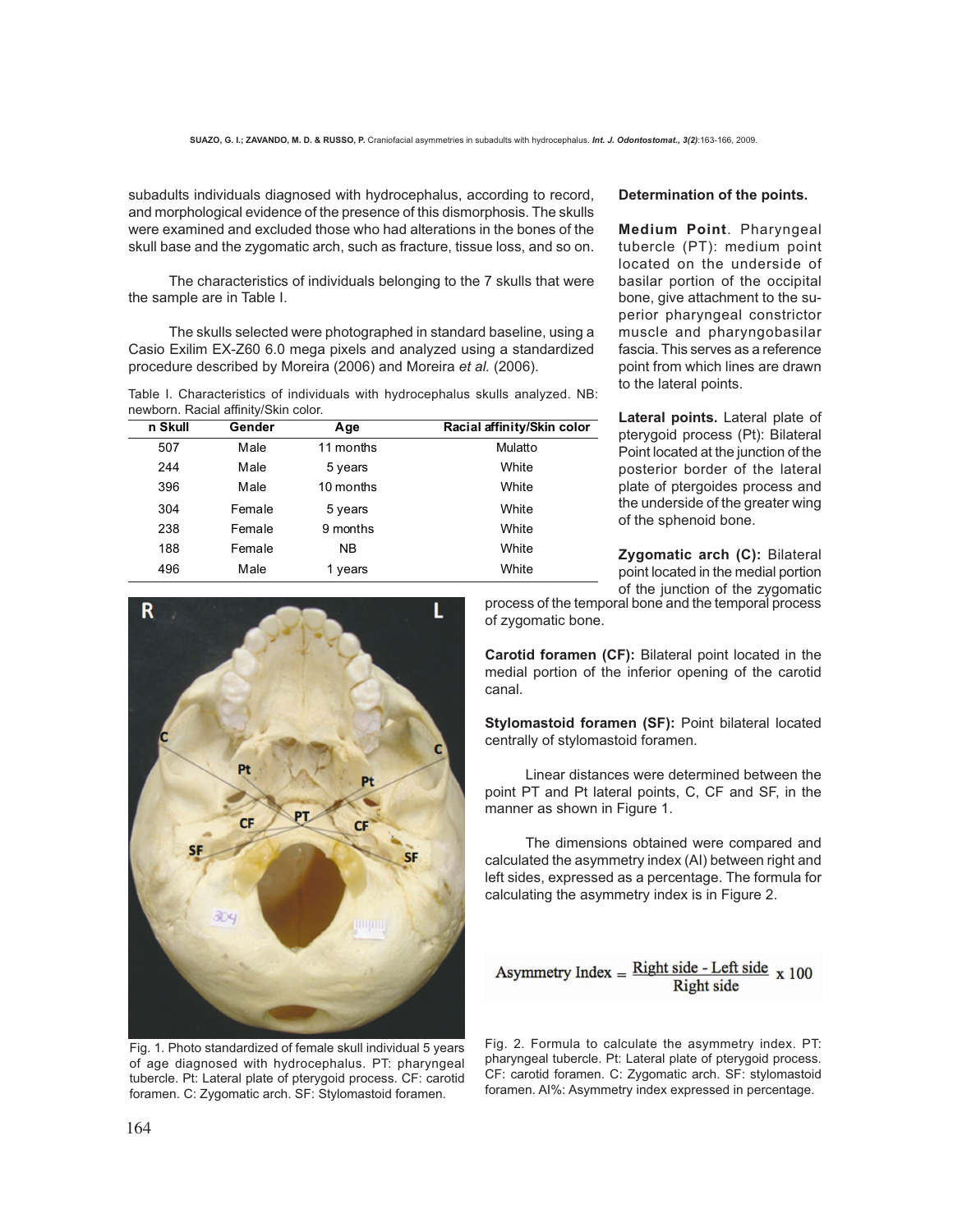subadults individuals diagnosed with hydrocephalus, according to record, and morphological evidence of the presence of this dismorphosis. The skulls were examined and excluded those who had alterations in the bones of the skull base and the zygomatic arch, such as fracture, tissue loss, and so on.

The characteristics of individuals belonging to the 7 skulls that were the sample are in Table I.

The skulls selected were photographed in standard baseline, using a Casio Exilim EX-Z60 6.0 mega pixels and analyzed using a standardized procedure described by Moreira (2006) and Moreira *et al.* (2006).

Table I. Characteristics of individuals with hydrocephalus skulls analyzed. NB: newborn. Racial affinity/Skin color.

| n Skull | Gender | Age | Racial affinity/Skin color |
|---|---|---|---|
| 507 | Male | 11 months | Mulatto |
| 244 | Male | 5 years | White |
| 396 | Male | 10 months | White |
| 304 | Female | 5 years | White |
| 238 | Female | 9 months | White |
| 188 | Female | NB | White |
| 496 | Male | 1 years | White |

Fig. 1. Photo standardized of female skull individual 5 years of age diagnosed with hydrocephalus. PT: pharyngeal tubercle. Pt: Lateral plate of pterygoid process. CF: carotid foramen. C: Zygomatic arch. SF: Stylomastoid foramen.

**Determination of the points.**

**Medium Point**. Pharyngeal tubercle (PT): medium point located on the underside of basilar portion of the occipital bone, give attachment to the superior pharyngeal constrictor muscle and pharyngobasilar fascia. This serves as a reference point from which lines are drawn to the lateral points.

**Lateral points.** Lateral plate of pterygoid process (Pt): Bilateral Point located at the junction of the posterior border of the lateral plate of ptergoides process and the underside of the greater wing of the sphenoid bone.

**Zygomatic arch (C):** Bilateral point located in the medial portion of the junction of the zygomatic process of the temporal bone and the temporal process of zygomatic bone.

**Carotid foramen (CF):** Bilateral point located in the medial portion of the inferior opening of the carotid canal.

**Stylomastoid foramen (SF):** Point bilateral located centrally of stylomastoid foramen.

Linear distances were determined between the point PT and Pt lateral points, C, CF and SF, in the manner as shown in Figure 1.

The dimensions obtained were compared and calculated the asymmetry index (AI) between right and left sides, expressed as a percentage. The formula for calculating the asymmetry index is in Figure 2.

$$\text{Asymmetry Index} = \frac{\text{Right side - Left side}}{\text{Right side}} \times 100$$

Fig. 2. Formula to calculate the asymmetry index. PT: pharyngeal tubercle. Pt: Lateral plate of pterygoid process. CF: carotid foramen. C: Zygomatic arch. SF: stylomastoid foramen. AI%: Asymmetry index expressed in percentage.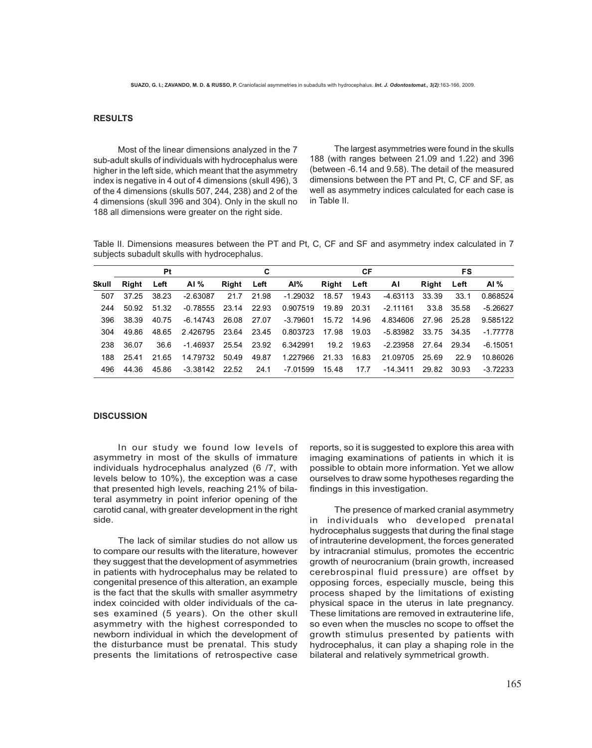## RESULTS

Most of the linear dimensions analyzed in the 7 sub-adult skulls of individuals with hydrocephalus were higher in the left side, which meant that the asymmetry index is negative in 4 out of 4 dimensions (skull 496), 3 of the 4 dimensions (skulls 507, 244, 238) and 2 of the 4 dimensions (skull 396 and 304). Only in the skull no 188 all dimensions were greater on the right side.

The largest asymmetries were found in the skulls 188 (with ranges between 21.09 and 1.22) and 396 (between -6.14 and 9.58). The detail of the measured dimensions between the PT and Pt, C, CF and SF, as well as asymmetry indices calculated for each case is in Table II.

Table II. Dimensions measures between the PT and Pt, C, CF and SF and asymmetry index calculated in 7 subjects subadult skulls with hydrocephalus.

| | Pt | | | C | | | CF | | | FS | | |
|---|---|---|---|---|---|---|---|---|---|---|---|---|
| Skull | Right | Left | AI % | Right | Left | AI% | Right | Left | AI | Right | Left | AI % |
| 507 | 37.25 | 38.23 | -2.63087 | 21.7 | 21.98 | -1.29032 | 18.57 | 19.43 | -4.63113 | 33.39 | 33.1 | 0.868524 |
| 244 | 50.92 | 51.32 | -0.78555 | 23.14 | 22.93 | 0.907519 | 19.89 | 20.31 | -2.11161 | 33.8 | 35.58 | -5.26627 |
| 396 | 38.39 | 40.75 | -6.14743 | 26.08 | 27.07 | -3.79601 | 15.72 | 14.96 | 4.834606 | 27.96 | 25.28 | 9.585122 |
| 304 | 49.86 | 48.65 | 2.426795 | 23.64 | 23.45 | 0.803723 | 17.98 | 19.03 | -5.83982 | 33.75 | 34.35 | -1.77778 |
| 238 | 36.07 | 36.6 | -1.46937 | 25.54 | 23.92 | 6.342991 | 19.2 | 19.63 | -2.23958 | 27.64 | 29.34 | -6.15051 |
| 188 | 25.41 | 21.65 | 14.79732 | 50.49 | 49.87 | 1.227966 | 21.33 | 16.83 | 21.09705 | 25.69 | 22.9 | 10.86026 |
| 496 | 44.36 | 45.86 | -3.38142 | 22.52 | 24.1 | -7.01599 | 15.48 | 17.7 | -14.3411 | 29.82 | 30.93 | -3.72233 |

## DISCUSSION

In our study we found low levels of asymmetry in most of the skulls of immature individuals hydrocephalus analyzed (6 /7, with levels below to 10%), the exception was a case that presented high levels, reaching 21% of bilateral asymmetry in point inferior opening of the carotid canal, with greater development in the right side.

The lack of similar studies do not allow us to compare our results with the literature, however they suggest that the development of asymmetries in patients with hydrocephalus may be related to congenital presence of this alteration, an example is the fact that the skulls with smaller asymmetry index coincided with older individuals of the cases examined (5 years). On the other skull asymmetry with the highest corresponded to newborn individual in which the development of the disturbance must be prenatal. This study presents the limitations of retrospective case reports, so it is suggested to explore this area with imaging examinations of patients in which it is possible to obtain more information. Yet we allow ourselves to draw some hypotheses regarding the findings in this investigation.

The presence of marked cranial asymmetry in individuals who developed prenatal hydrocephalus suggests that during the final stage of intrauterine development, the forces generated by intracranial stimulus, promotes the eccentric growth of neurocranium (brain growth, increased cerebrospinal fluid pressure) are offset by opposing forces, especially muscle, being this process shaped by the limitations of existing physical space in the uterus in late pregnancy. These limitations are removed in extrauterine life, so even when the muscles no scope to offset the growth stimulus presented by patients with hydrocephalus, it can play a shaping role in the bilateral and relatively symmetrical growth.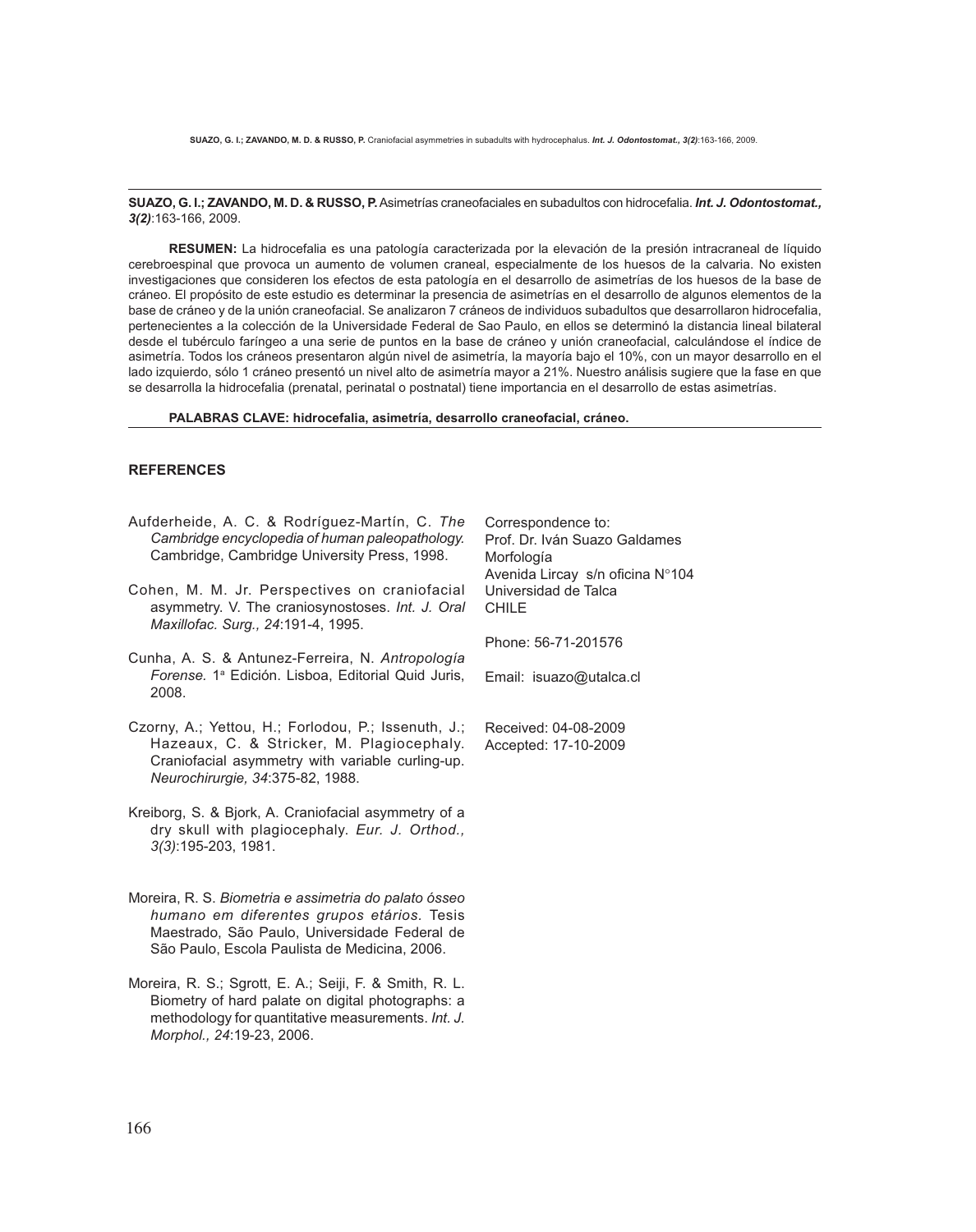**SUAZO, G. I.; ZAVANDO, M. D. & RUSSO, P.** Asimetrías craneofaciales en subadultos con hidrocefalia. ***Int. J. Odontostomat., 3(2)***:163-166, 2009.

**RESUMEN:** La hidrocefalia es una patología caracterizada por la elevación de la presión intracraneal de líquido cerebroespinal que provoca un aumento de volumen craneal, especialmente de los huesos de la calvaria. No existen investigaciones que consideren los efectos de esta patología en el desarrollo de asimetrías de los huesos de la base de cráneo. El propósito de este estudio es determinar la presencia de asimetrías en el desarrollo de algunos elementos de la base de cráneo y de la unión craneofacial. Se analizaron 7 cráneos de individuos subadultos que desarrollaron hidrocefalia, pertenecientes a la colección de la Universidade Federal de Sao Paulo, en ellos se determinó la distancia lineal bilateral desde el tubérculo faríngeo a una serie de puntos en la base de cráneo y unión craneofacial, calculándose el índice de asimetría. Todos los cráneos presentaron algún nivel de asimetría, la mayoría bajo el 10%, con un mayor desarrollo en el lado izquierdo, sólo 1 cráneo presentó un nivel alto de asimetría mayor a 21%. Nuestro análisis sugiere que la fase en que se desarrolla la hidrocefalia (prenatal, perinatal o postnatal) tiene importancia en el desarrollo de estas asimetrías.

**PALABRAS CLAVE: hidrocefalia, asimetría, desarrollo craneofacial, cráneo.**

## REFERENCES

Aufderheide, A. C. & Rodríguez-Martín, C. *The Cambridge encyclopedia of human paleopathology.* Cambridge, Cambridge University Press, 1998.

Cohen, M. M. Jr. Perspectives on craniofacial asymmetry. V. The craniosynostoses. *Int. J. Oral Maxillofac. Surg., 24*:191-4, 1995.

Cunha, A. S. & Antunez-Ferreira, N. *Antropología Forense*. 1ª Edición. Lisboa, Editorial Quid Juris, 2008.

Czorny, A.; Yettou, H.; Forlodou, P.; Issenuth, J.; Hazeaux, C. & Stricker, M. Plagiocephaly. Craniofacial asymmetry with variable curling-up. *Neurochirurgie, 34*:375-82, 1988.

Kreiborg, S. & Bjork, A. Craniofacial asymmetry of a dry skull with plagiocephaly. *Eur. J. Orthod., 3(3)*:195-203, 1981.

Moreira, R. S. *Biometria e assimetria do palato ósseo humano em diferentes grupos etários.* Tesis Maestrado, São Paulo, Universidade Federal de São Paulo, Escola Paulista de Medicina, 2006.

Moreira, R. S.; Sgrott, E. A.; Seiji, F. & Smith, R. L. Biometry of hard palate on digital photographs: a methodology for quantitative measurements. *Int. J. Morphol., 24*:19-23, 2006.

Correspondence to:
Prof. Dr. Iván Suazo Galdames
Morfología
Avenida Lircay s/n oficina N°104
Universidad de Talca
CHILE

Phone: 56-71-201576

Email: isuazo@utalca.cl

Received: 04-08-2009
Accepted: 17-10-2009